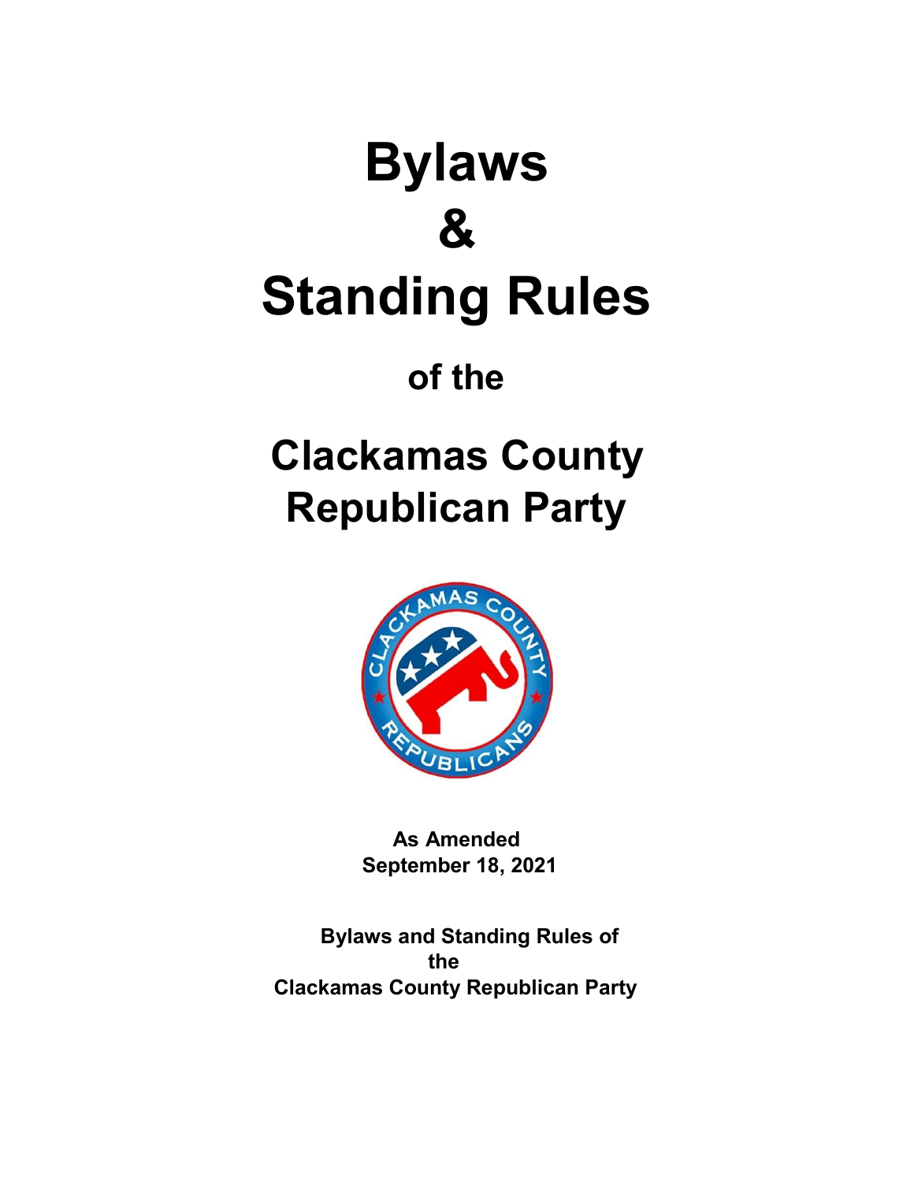# Bylaws

# &

# Standing Rules

## of the

# Clackamas County Republican Party

**As Amended**
**September 18, 2021**

**Bylaws and Standing Rules of the Clackamas County Republican Party**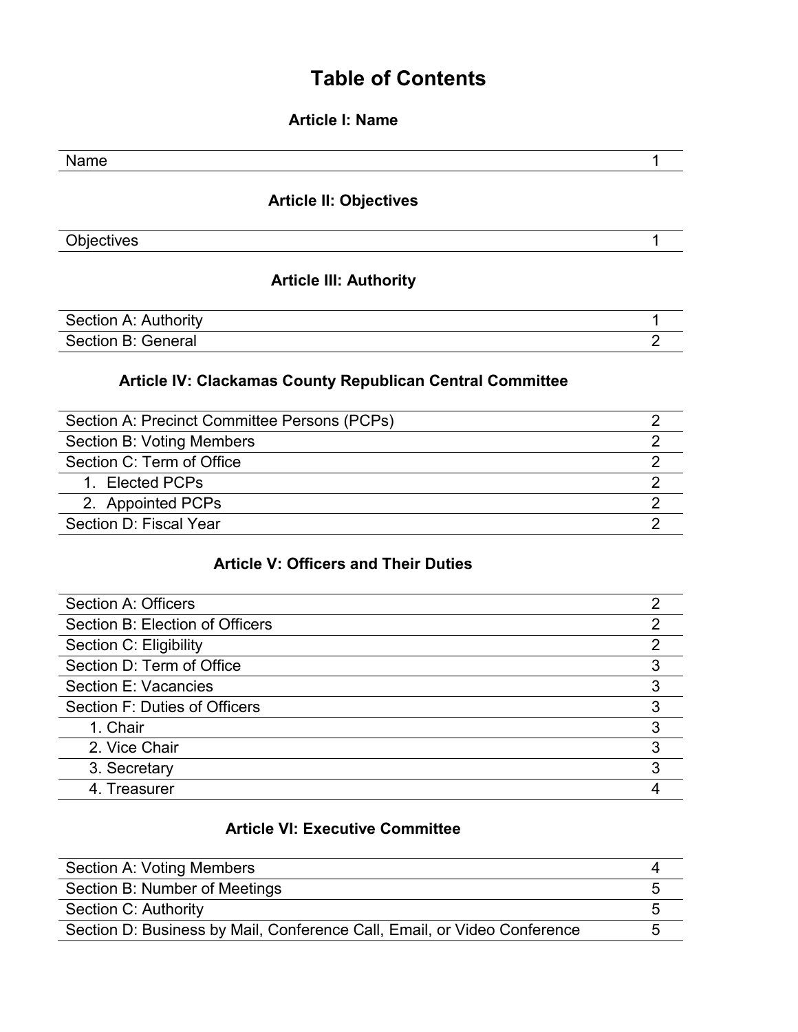# Table of Contents

## Article I: Name

| | |
|---|---|
| Name | 1 |

## Article II: Objectives

| | |
|---|---|
| Objectives | 1 |

## Article III: Authority

| | |
|---|---|
| Section A: Authority | 1 |
| Section B: General | 2 |

## Article IV: Clackamas County Republican Central Committee

| | |
|---|---|
| Section A: Precinct Committee Persons (PCPs) | 2 |
| Section B: Voting Members | 2 |
| Section C: Term of Office | 2 |
| 1. Elected PCPs | 2 |
| 2. Appointed PCPs | 2 |
| Section D: Fiscal Year | 2 |

## Article V: Officers and Their Duties

| | |
|---|---|
| Section A: Officers | 2 |
| Section B: Election of Officers | 2 |
| Section C: Eligibility | 2 |
| Section D: Term of Office | 3 |
| Section E: Vacancies | 3 |
| Section F: Duties of Officers | 3 |
| 1. Chair | 3 |
| 2. Vice Chair | 3 |
| 3. Secretary | 3 |
| 4. Treasurer | 4 |

## Article VI: Executive Committee

| | |
|---|---|
| Section A: Voting Members | 4 |
| Section B: Number of Meetings | 5 |
| Section C: Authority | 5 |
| Section D: Business by Mail, Conference Call, Email, or Video Conference | 5 |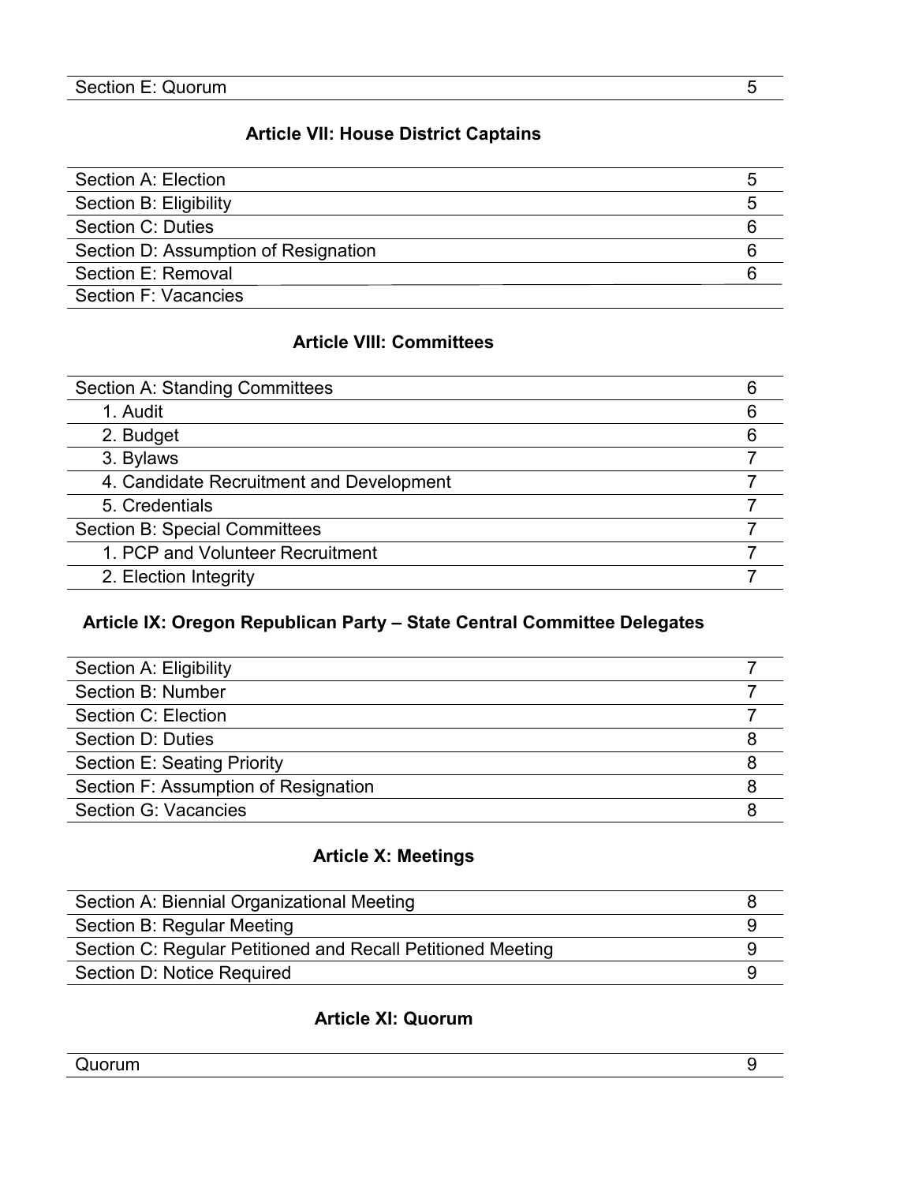| Section E: Quorum | 5 |
|---|---|

## Article VII: House District Captains

| Section A: Election | 5 |
|---|---|
| Section B: Eligibility | 5 |
| Section C: Duties | 6 |
| Section D: Assumption of Resignation | 6 |
| Section E: Removal | 6 |
| Section F: Vacancies | |

## Article VIII: Committees

| Section A: Standing Committees | 6 |
|---|---|
| 1. Audit | 6 |
| 2. Budget | 6 |
| 3. Bylaws | 7 |
| 4. Candidate Recruitment and Development | 7 |
| 5. Credentials | 7 |
| Section B: Special Committees | 7 |
| 1. PCP and Volunteer Recruitment | 7 |
| 2. Election Integrity | 7 |

## Article IX: Oregon Republican Party – State Central Committee Delegates

| Section A: Eligibility | 7 |
|---|---|
| Section B: Number | 7 |
| Section C: Election | 7 |
| Section D: Duties | 8 |
| Section E: Seating Priority | 8 |
| Section F: Assumption of Resignation | 8 |
| Section G: Vacancies | 8 |

## Article X: Meetings

| Section A: Biennial Organizational Meeting | 8 |
|---|---|
| Section B: Regular Meeting | 9 |
| Section C: Regular Petitioned and Recall Petitioned Meeting | 9 |
| Section D: Notice Required | 9 |

## Article XI: Quorum

| Quorum | 9 |
|---|---|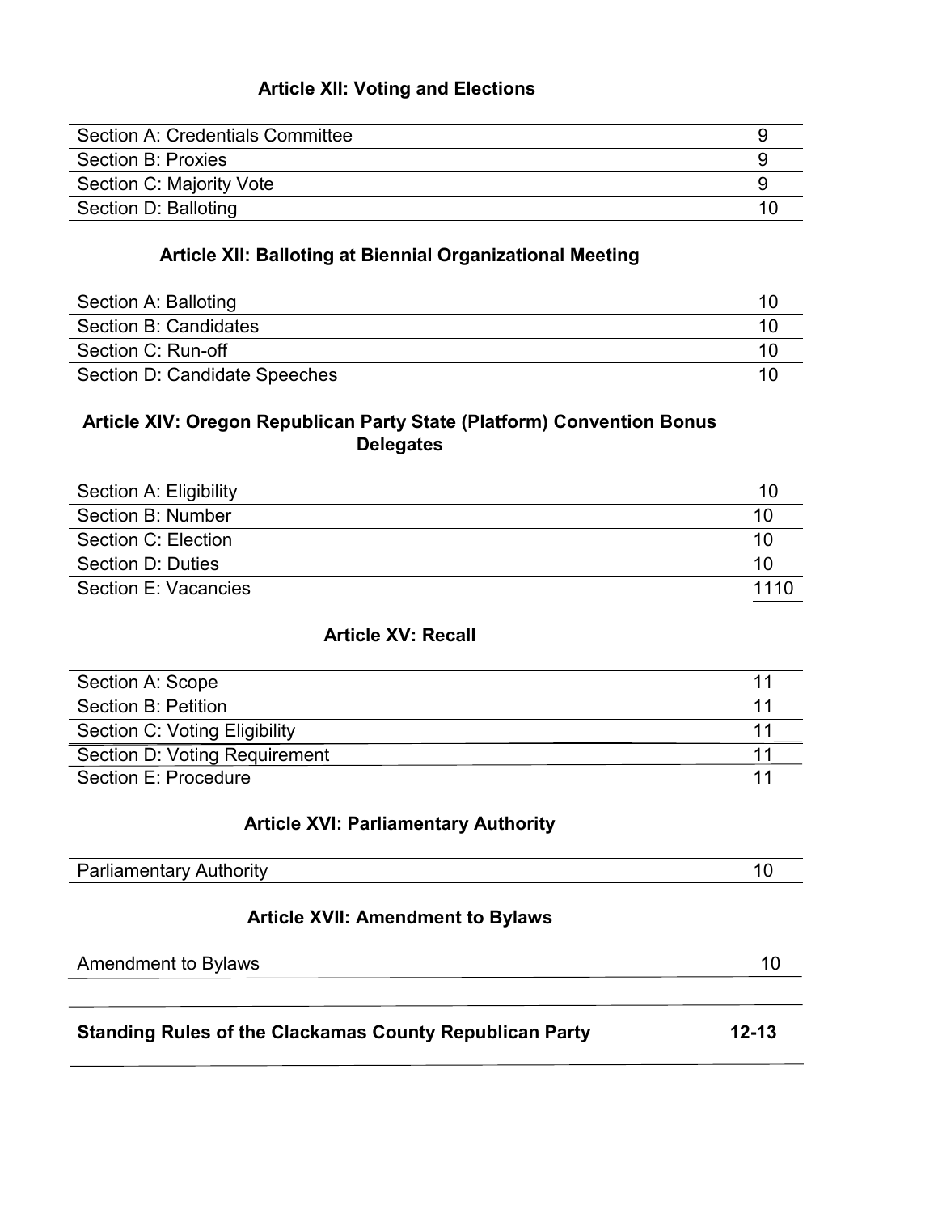### Article XII: Voting and Elections

| | |
|---|---|
| Section A: Credentials Committee | 9 |
| Section B: Proxies | 9 |
| Section C: Majority Vote | 9 |
| Section D: Balloting | 10 |

### Article XII: Balloting at Biennial Organizational Meeting

| | |
|---|---|
| Section A: Balloting | 10 |
| Section B: Candidates | 10 |
| Section C: Run-off | 10 |
| Section D: Candidate Speeches | 10 |

### Article XIV: Oregon Republican Party State (Platform) Convention Bonus Delegates

| | |
|---|---|
| Section A: Eligibility | 10 |
| Section B: Number | 10 |
| Section C: Election | 10 |
| Section D: Duties | 10 |
| Section E: Vacancies | 1110 |

### Article XV: Recall

| | |
|---|---|
| Section A: Scope | 11 |
| Section B: Petition | 11 |
| Section C: Voting Eligibility | 11 |
| Section D: Voting Requirement | 11 |
| Section E: Procedure | 11 |

### Article XVI: Parliamentary Authority

| | |
|---|---|
| Parliamentary Authority | 10 |

### Article XVII: Amendment to Bylaws

| | |
|---|---|
| Amendment to Bylaws | 10 |

| | |
|---|---|
| **Standing Rules of the Clackamas County Republican Party** | **12-13** |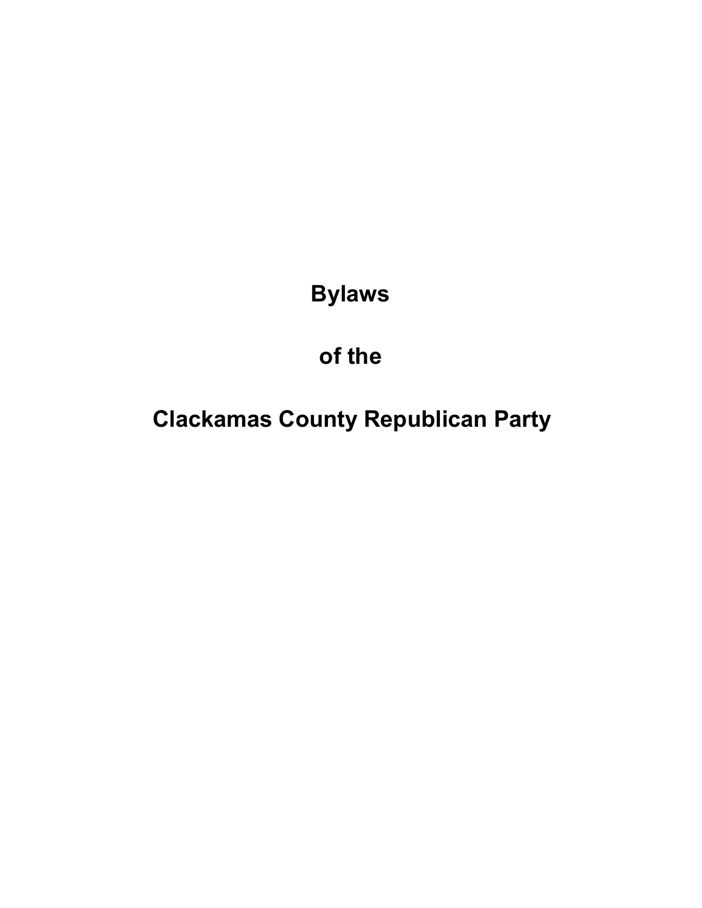# Bylaws

# of the

# Clackamas County Republican Party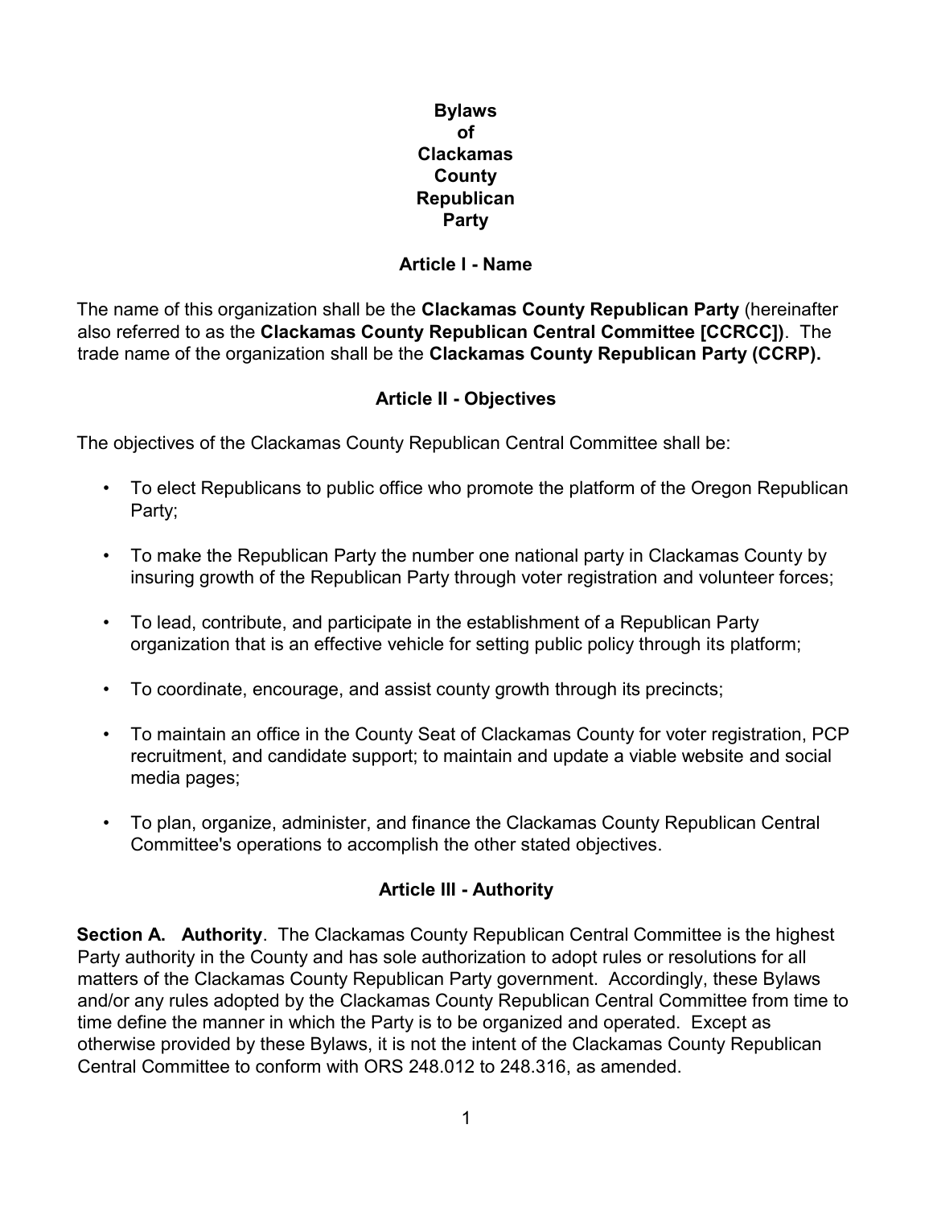# Bylaws of Clackamas County Republican Party

## Article I - Name

The name of this organization shall be the **Clackamas County Republican Party** (hereinafter also referred to as the **Clackamas County Republican Central Committee [CCRCC])**. The trade name of the organization shall be the **Clackamas County Republican Party (CCRP).**

## Article II - Objectives

The objectives of the Clackamas County Republican Central Committee shall be:

- To elect Republicans to public office who promote the platform of the Oregon Republican Party;
- To make the Republican Party the number one national party in Clackamas County by insuring growth of the Republican Party through voter registration and volunteer forces;
- To lead, contribute, and participate in the establishment of a Republican Party organization that is an effective vehicle for setting public policy through its platform;
- To coordinate, encourage, and assist county growth through its precincts;
- To maintain an office in the County Seat of Clackamas County for voter registration, PCP recruitment, and candidate support; to maintain and update a viable website and social media pages;
- To plan, organize, administer, and finance the Clackamas County Republican Central Committee's operations to accomplish the other stated objectives.

## Article III - Authority

**Section A. Authority**. The Clackamas County Republican Central Committee is the highest Party authority in the County and has sole authorization to adopt rules or resolutions for all matters of the Clackamas County Republican Party government. Accordingly, these Bylaws and/or any rules adopted by the Clackamas County Republican Central Committee from time to time define the manner in which the Party is to be organized and operated. Except as otherwise provided by these Bylaws, it is not the intent of the Clackamas County Republican Central Committee to conform with ORS 248.012 to 248.316, as amended.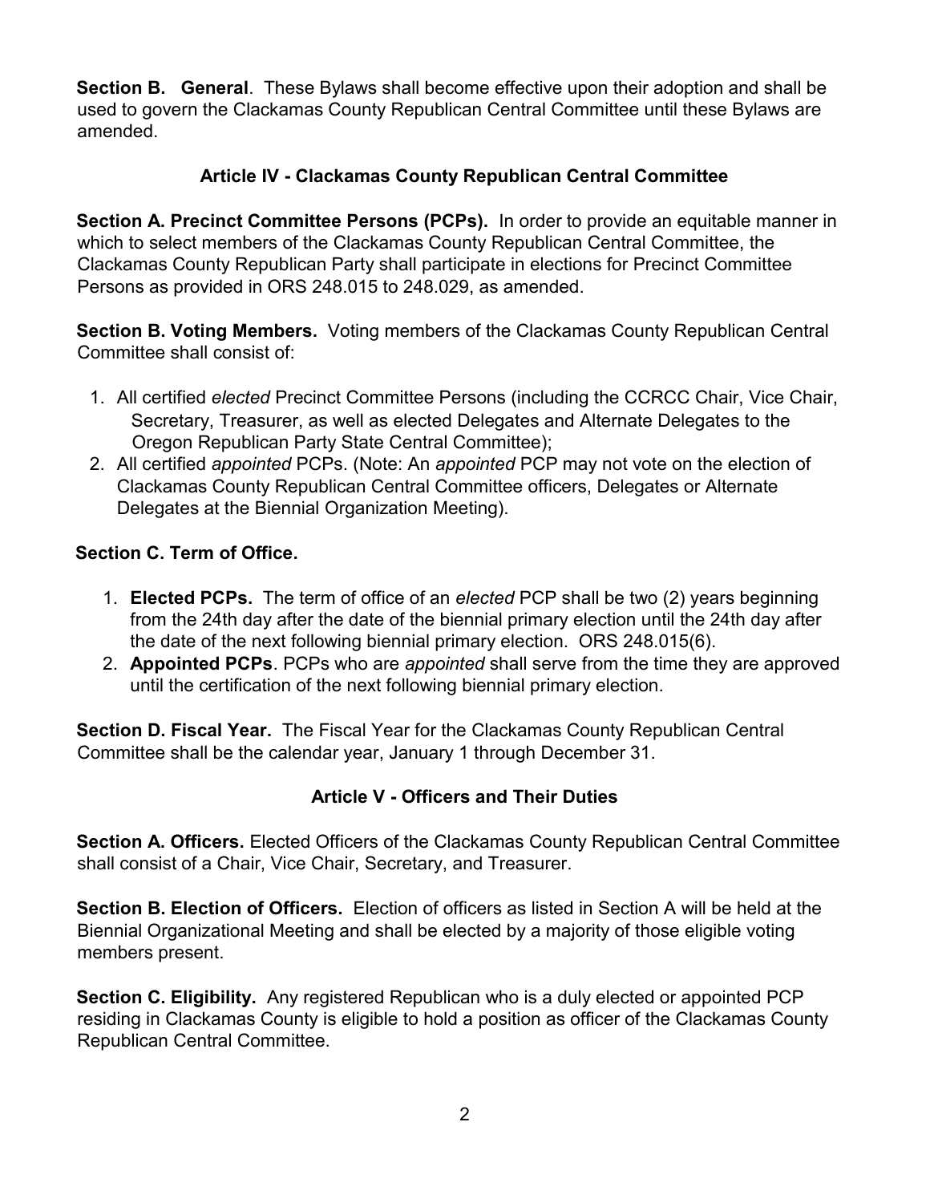**Section B. General**. These Bylaws shall become effective upon their adoption and shall be used to govern the Clackamas County Republican Central Committee until these Bylaws are amended.

## Article IV - Clackamas County Republican Central Committee

**Section A. Precinct Committee Persons (PCPs).** In order to provide an equitable manner in which to select members of the Clackamas County Republican Central Committee, the Clackamas County Republican Party shall participate in elections for Precinct Committee Persons as provided in ORS 248.015 to 248.029, as amended.

**Section B. Voting Members.** Voting members of the Clackamas County Republican Central Committee shall consist of:

1. All certified *elected* Precinct Committee Persons (including the CCRCC Chair, Vice Chair, Secretary, Treasurer, as well as elected Delegates and Alternate Delegates to the Oregon Republican Party State Central Committee);
2. All certified *appointed* PCPs. (Note: An *appointed* PCP may not vote on the election of Clackamas County Republican Central Committee officers, Delegates or Alternate Delegates at the Biennial Organization Meeting).

**Section C. Term of Office.**

1. **Elected PCPs.** The term of office of an *elected* PCP shall be two (2) years beginning from the 24th day after the date of the biennial primary election until the 24th day after the date of the next following biennial primary election. ORS 248.015(6).
2. **Appointed PCPs**. PCPs who are *appointed* shall serve from the time they are approved until the certification of the next following biennial primary election.

**Section D. Fiscal Year.** The Fiscal Year for the Clackamas County Republican Central Committee shall be the calendar year, January 1 through December 31.

## Article V - Officers and Their Duties

**Section A. Officers.** Elected Officers of the Clackamas County Republican Central Committee shall consist of a Chair, Vice Chair, Secretary, and Treasurer.

**Section B. Election of Officers.** Election of officers as listed in Section A will be held at the Biennial Organizational Meeting and shall be elected by a majority of those eligible voting members present.

**Section C. Eligibility.** Any registered Republican who is a duly elected or appointed PCP residing in Clackamas County is eligible to hold a position as officer of the Clackamas County Republican Central Committee.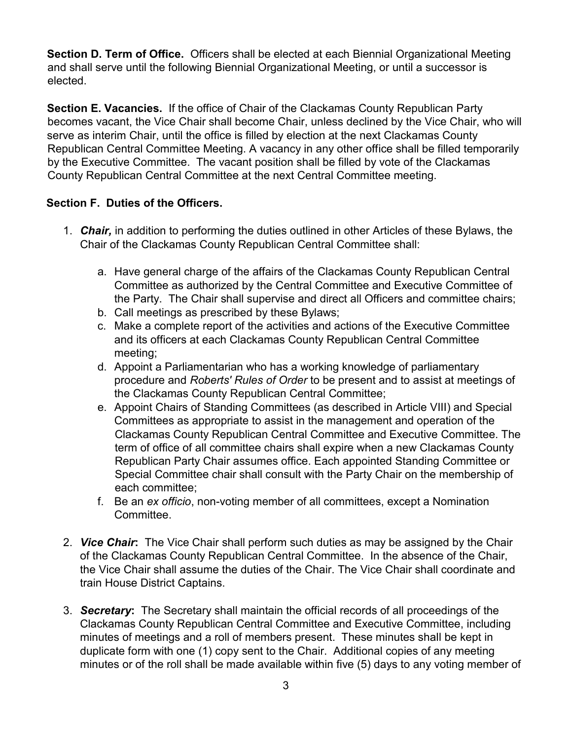**Section D. Term of Office.** Officers shall be elected at each Biennial Organizational Meeting and shall serve until the following Biennial Organizational Meeting, or until a successor is elected.

**Section E. Vacancies.** If the office of Chair of the Clackamas County Republican Party becomes vacant, the Vice Chair shall become Chair, unless declined by the Vice Chair, who will serve as interim Chair, until the office is filled by election at the next Clackamas County Republican Central Committee Meeting. A vacancy in any other office shall be filled temporarily by the Executive Committee. The vacant position shall be filled by vote of the Clackamas County Republican Central Committee at the next Central Committee meeting.

**Section F. Duties of the Officers.**

1. ***Chair,*** in addition to performing the duties outlined in other Articles of these Bylaws, the Chair of the Clackamas County Republican Central Committee shall:

    a. Have general charge of the affairs of the Clackamas County Republican Central Committee as authorized by the Central Committee and Executive Committee of the Party. The Chair shall supervise and direct all Officers and committee chairs;

    b. Call meetings as prescribed by these Bylaws;

    c. Make a complete report of the activities and actions of the Executive Committee and its officers at each Clackamas County Republican Central Committee meeting;

    d. Appoint a Parliamentarian who has a working knowledge of parliamentary procedure and *Roberts' Rules of Order* to be present and to assist at meetings of the Clackamas County Republican Central Committee;

    e. Appoint Chairs of Standing Committees (as described in Article VIII) and Special Committees as appropriate to assist in the management and operation of the Clackamas County Republican Central Committee and Executive Committee. The term of office of all committee chairs shall expire when a new Clackamas County Republican Party Chair assumes office. Each appointed Standing Committee or Special Committee chair shall consult with the Party Chair on the membership of each committee;

    f. Be an *ex officio*, non-voting member of all committees, except a Nomination Committee.

2. ***Vice Chair***: The Vice Chair shall perform such duties as may be assigned by the Chair of the Clackamas County Republican Central Committee. In the absence of the Chair, the Vice Chair shall assume the duties of the Chair. The Vice Chair shall coordinate and train House District Captains.

3. ***Secretary***: The Secretary shall maintain the official records of all proceedings of the Clackamas County Republican Central Committee and Executive Committee, including minutes of meetings and a roll of members present. These minutes shall be kept in duplicate form with one (1) copy sent to the Chair. Additional copies of any meeting minutes or of the roll shall be made available within five (5) days to any voting member of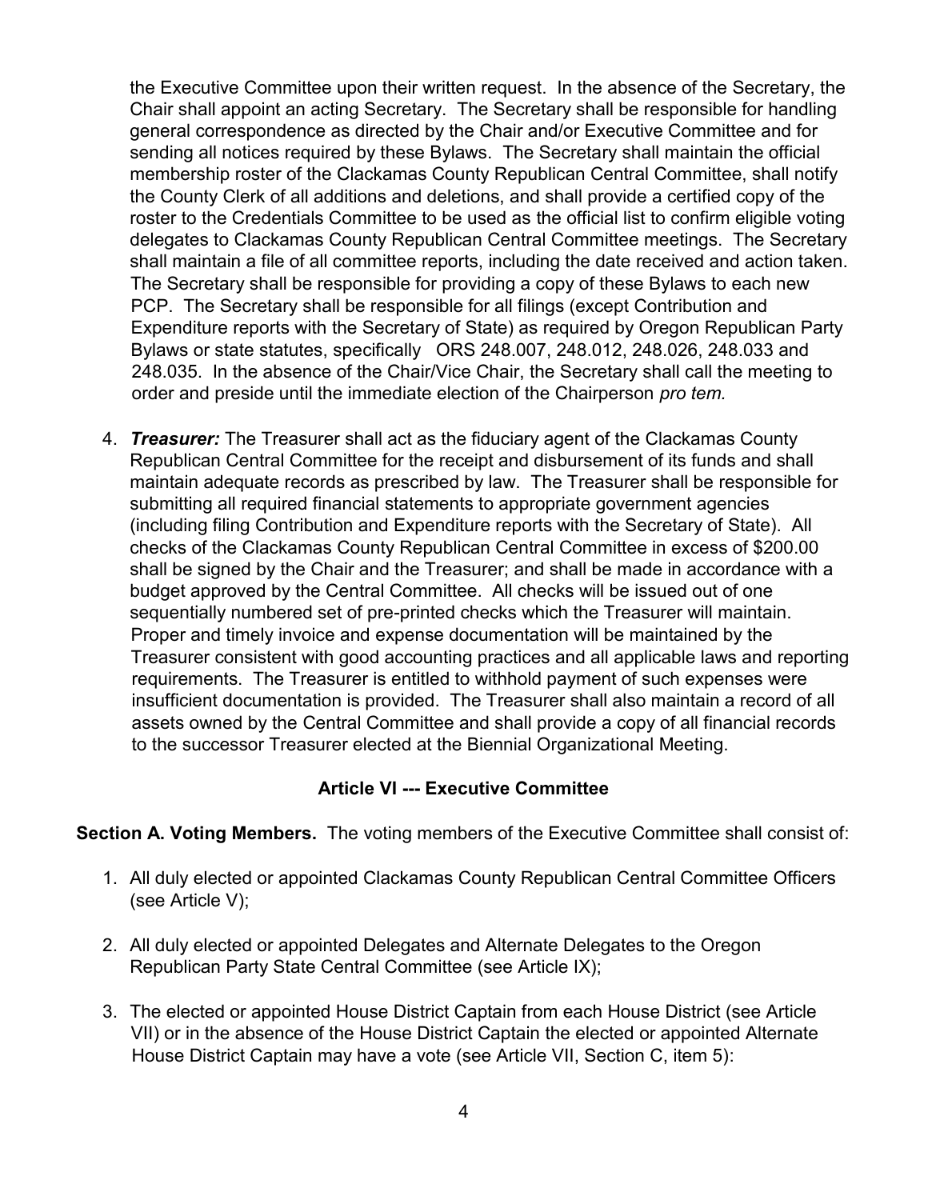the Executive Committee upon their written request. In the absence of the Secretary, the Chair shall appoint an acting Secretary. The Secretary shall be responsible for handling general correspondence as directed by the Chair and/or Executive Committee and for sending all notices required by these Bylaws. The Secretary shall maintain the official membership roster of the Clackamas County Republican Central Committee, shall notify the County Clerk of all additions and deletions, and shall provide a certified copy of the roster to the Credentials Committee to be used as the official list to confirm eligible voting delegates to Clackamas County Republican Central Committee meetings. The Secretary shall maintain a file of all committee reports, including the date received and action taken. The Secretary shall be responsible for providing a copy of these Bylaws to each new PCP. The Secretary shall be responsible for all filings (except Contribution and Expenditure reports with the Secretary of State) as required by Oregon Republican Party Bylaws or state statutes, specifically ORS 248.007, 248.012, 248.026, 248.033 and 248.035. In the absence of the Chair/Vice Chair, the Secretary shall call the meeting to order and preside until the immediate election of the Chairperson *pro tem.*

4. ***Treasurer:*** The Treasurer shall act as the fiduciary agent of the Clackamas County Republican Central Committee for the receipt and disbursement of its funds and shall maintain adequate records as prescribed by law. The Treasurer shall be responsible for submitting all required financial statements to appropriate government agencies (including filing Contribution and Expenditure reports with the Secretary of State). All checks of the Clackamas County Republican Central Committee in excess of $200.00 shall be signed by the Chair and the Treasurer; and shall be made in accordance with a budget approved by the Central Committee. All checks will be issued out of one sequentially numbered set of pre-printed checks which the Treasurer will maintain. Proper and timely invoice and expense documentation will be maintained by the Treasurer consistent with good accounting practices and all applicable laws and reporting requirements. The Treasurer is entitled to withhold payment of such expenses were insufficient documentation is provided. The Treasurer shall also maintain a record of all assets owned by the Central Committee and shall provide a copy of all financial records to the successor Treasurer elected at the Biennial Organizational Meeting.

## Article VI --- Executive Committee

**Section A. Voting Members.** The voting members of the Executive Committee shall consist of:

1. All duly elected or appointed Clackamas County Republican Central Committee Officers (see Article V);

2. All duly elected or appointed Delegates and Alternate Delegates to the Oregon Republican Party State Central Committee (see Article IX);

3. The elected or appointed House District Captain from each House District (see Article VII) or in the absence of the House District Captain the elected or appointed Alternate House District Captain may have a vote (see Article VII, Section C, item 5):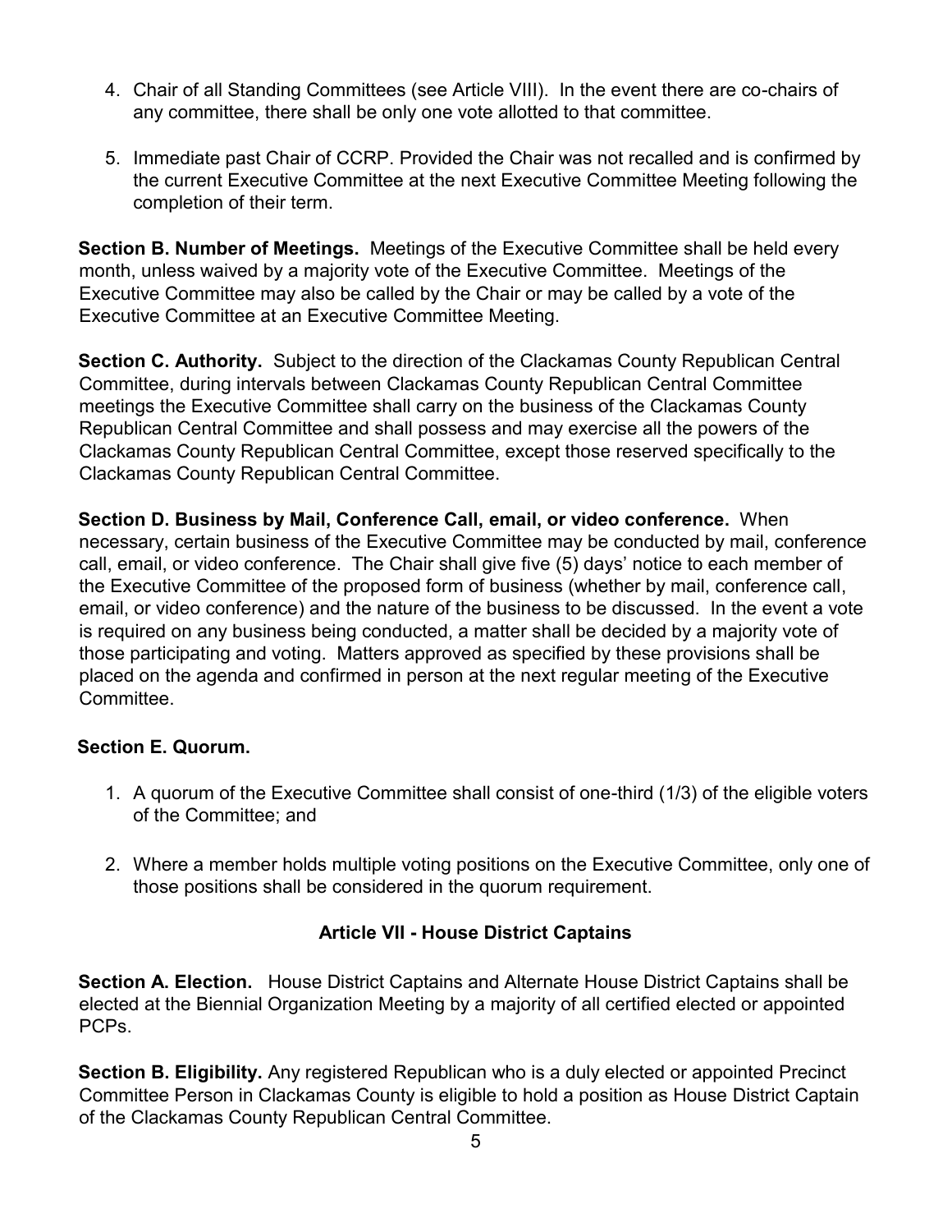4. Chair of all Standing Committees (see Article VIII). In the event there are co-chairs of any committee, there shall be only one vote allotted to that committee.

5. Immediate past Chair of CCRP. Provided the Chair was not recalled and is confirmed by the current Executive Committee at the next Executive Committee Meeting following the completion of their term.

**Section B. Number of Meetings.** Meetings of the Executive Committee shall be held every month, unless waived by a majority vote of the Executive Committee. Meetings of the Executive Committee may also be called by the Chair or may be called by a vote of the Executive Committee at an Executive Committee Meeting.

**Section C. Authority.** Subject to the direction of the Clackamas County Republican Central Committee, during intervals between Clackamas County Republican Central Committee meetings the Executive Committee shall carry on the business of the Clackamas County Republican Central Committee and shall possess and may exercise all the powers of the Clackamas County Republican Central Committee, except those reserved specifically to the Clackamas County Republican Central Committee.

**Section D. Business by Mail, Conference Call, email, or video conference.** When necessary, certain business of the Executive Committee may be conducted by mail, conference call, email, or video conference. The Chair shall give five (5) days' notice to each member of the Executive Committee of the proposed form of business (whether by mail, conference call, email, or video conference) and the nature of the business to be discussed. In the event a vote is required on any business being conducted, a matter shall be decided by a majority vote of those participating and voting. Matters approved as specified by these provisions shall be placed on the agenda and confirmed in person at the next regular meeting of the Executive Committee.

**Section E. Quorum.**

1. A quorum of the Executive Committee shall consist of one-third (1/3) of the eligible voters of the Committee; and

2. Where a member holds multiple voting positions on the Executive Committee, only one of those positions shall be considered in the quorum requirement.

## Article VII - House District Captains

**Section A. Election.** House District Captains and Alternate House District Captains shall be elected at the Biennial Organization Meeting by a majority of all certified elected or appointed PCPs.

**Section B. Eligibility.** Any registered Republican who is a duly elected or appointed Precinct Committee Person in Clackamas County is eligible to hold a position as House District Captain of the Clackamas County Republican Central Committee.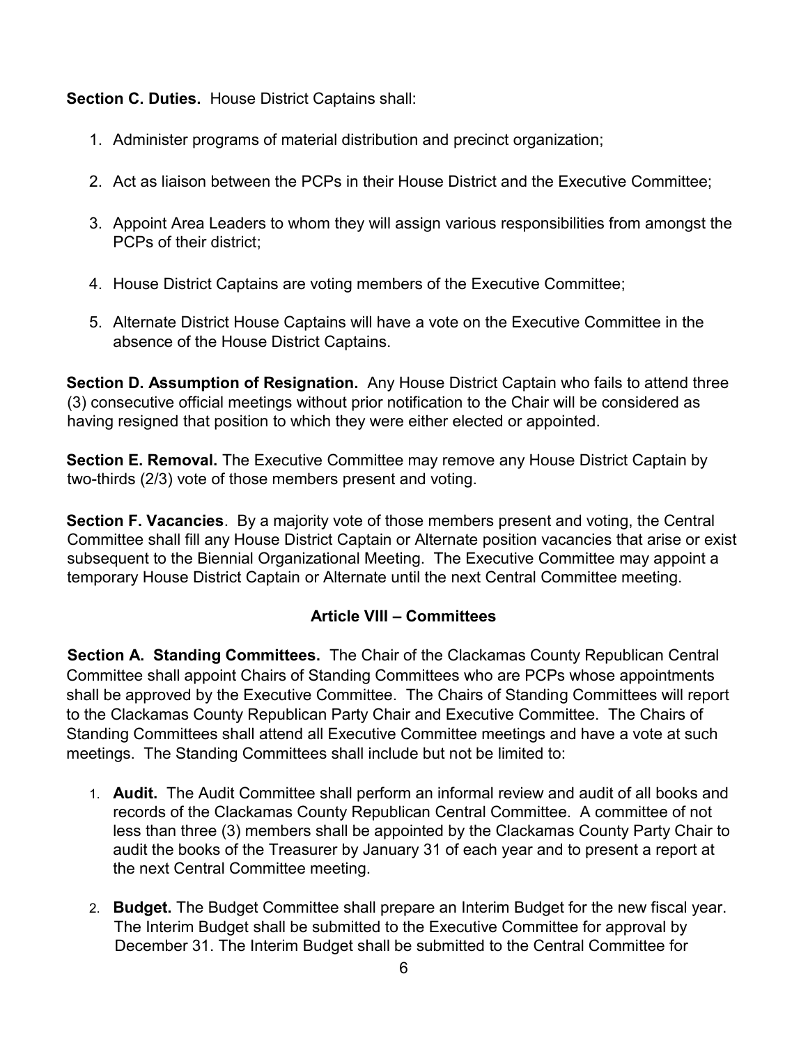**Section C. Duties.** House District Captains shall:

1. Administer programs of material distribution and precinct organization;

2. Act as liaison between the PCPs in their House District and the Executive Committee;

3. Appoint Area Leaders to whom they will assign various responsibilities from amongst the PCPs of their district;

4. House District Captains are voting members of the Executive Committee;

5. Alternate District House Captains will have a vote on the Executive Committee in the absence of the House District Captains.

**Section D. Assumption of Resignation.** Any House District Captain who fails to attend three (3) consecutive official meetings without prior notification to the Chair will be considered as having resigned that position to which they were either elected or appointed.

**Section E. Removal.** The Executive Committee may remove any House District Captain by two-thirds (2/3) vote of those members present and voting.

**Section F. Vacancies**. By a majority vote of those members present and voting, the Central Committee shall fill any House District Captain or Alternate position vacancies that arise or exist subsequent to the Biennial Organizational Meeting. The Executive Committee may appoint a temporary House District Captain or Alternate until the next Central Committee meeting.

## Article VIII – Committees

**Section A. Standing Committees.** The Chair of the Clackamas County Republican Central Committee shall appoint Chairs of Standing Committees who are PCPs whose appointments shall be approved by the Executive Committee. The Chairs of Standing Committees will report to the Clackamas County Republican Party Chair and Executive Committee. The Chairs of Standing Committees shall attend all Executive Committee meetings and have a vote at such meetings. The Standing Committees shall include but not be limited to:

1. **Audit.** The Audit Committee shall perform an informal review and audit of all books and records of the Clackamas County Republican Central Committee. A committee of not less than three (3) members shall be appointed by the Clackamas County Party Chair to audit the books of the Treasurer by January 31 of each year and to present a report at the next Central Committee meeting.

2. **Budget.** The Budget Committee shall prepare an Interim Budget for the new fiscal year. The Interim Budget shall be submitted to the Executive Committee for approval by December 31. The Interim Budget shall be submitted to the Central Committee for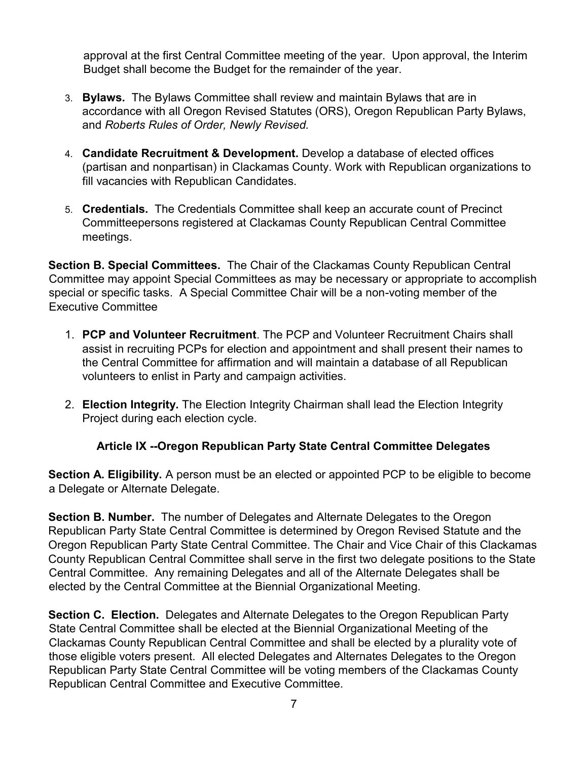approval at the first Central Committee meeting of the year. Upon approval, the Interim Budget shall become the Budget for the remainder of the year.

3. **Bylaws.** The Bylaws Committee shall review and maintain Bylaws that are in accordance with all Oregon Revised Statutes (ORS), Oregon Republican Party Bylaws, and *Roberts Rules of Order, Newly Revised.*

4. **Candidate Recruitment & Development.** Develop a database of elected offices (partisan and nonpartisan) in Clackamas County. Work with Republican organizations to fill vacancies with Republican Candidates.

5. **Credentials.** The Credentials Committee shall keep an accurate count of Precinct Committeepersons registered at Clackamas County Republican Central Committee meetings.

**Section B. Special Committees.** The Chair of the Clackamas County Republican Central Committee may appoint Special Committees as may be necessary or appropriate to accomplish special or specific tasks. A Special Committee Chair will be a non-voting member of the Executive Committee

1. **PCP and Volunteer Recruitment**. The PCP and Volunteer Recruitment Chairs shall assist in recruiting PCPs for election and appointment and shall present their names to the Central Committee for affirmation and will maintain a database of all Republican volunteers to enlist in Party and campaign activities.

2. **Election Integrity.** The Election Integrity Chairman shall lead the Election Integrity Project during each election cycle.

### Article IX --Oregon Republican Party State Central Committee Delegates

**Section A. Eligibility.** A person must be an elected or appointed PCP to be eligible to become a Delegate or Alternate Delegate.

**Section B. Number.** The number of Delegates and Alternate Delegates to the Oregon Republican Party State Central Committee is determined by Oregon Revised Statute and the Oregon Republican Party State Central Committee. The Chair and Vice Chair of this Clackamas County Republican Central Committee shall serve in the first two delegate positions to the State Central Committee. Any remaining Delegates and all of the Alternate Delegates shall be elected by the Central Committee at the Biennial Organizational Meeting.

**Section C. Election.** Delegates and Alternate Delegates to the Oregon Republican Party State Central Committee shall be elected at the Biennial Organizational Meeting of the Clackamas County Republican Central Committee and shall be elected by a plurality vote of those eligible voters present. All elected Delegates and Alternates Delegates to the Oregon Republican Party State Central Committee will be voting members of the Clackamas County Republican Central Committee and Executive Committee.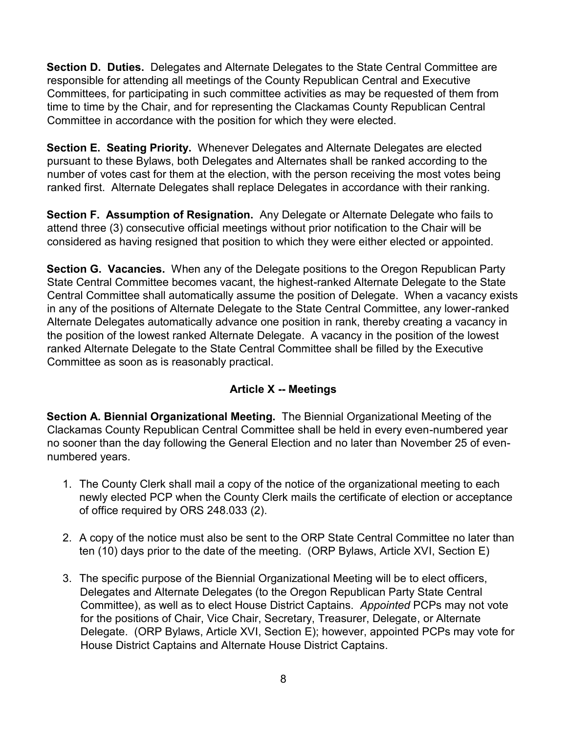**Section D. Duties.** Delegates and Alternate Delegates to the State Central Committee are responsible for attending all meetings of the County Republican Central and Executive Committees, for participating in such committee activities as may be requested of them from time to time by the Chair, and for representing the Clackamas County Republican Central Committee in accordance with the position for which they were elected.

**Section E. Seating Priority.** Whenever Delegates and Alternate Delegates are elected pursuant to these Bylaws, both Delegates and Alternates shall be ranked according to the number of votes cast for them at the election, with the person receiving the most votes being ranked first. Alternate Delegates shall replace Delegates in accordance with their ranking.

**Section F. Assumption of Resignation.** Any Delegate or Alternate Delegate who fails to attend three (3) consecutive official meetings without prior notification to the Chair will be considered as having resigned that position to which they were either elected or appointed.

**Section G. Vacancies.** When any of the Delegate positions to the Oregon Republican Party State Central Committee becomes vacant, the highest-ranked Alternate Delegate to the State Central Committee shall automatically assume the position of Delegate. When a vacancy exists in any of the positions of Alternate Delegate to the State Central Committee, any lower-ranked Alternate Delegates automatically advance one position in rank, thereby creating a vacancy in the position of the lowest ranked Alternate Delegate. A vacancy in the position of the lowest ranked Alternate Delegate to the State Central Committee shall be filled by the Executive Committee as soon as is reasonably practical.

## Article X -- Meetings

**Section A. Biennial Organizational Meeting.** The Biennial Organizational Meeting of the Clackamas County Republican Central Committee shall be held in every even-numbered year no sooner than the day following the General Election and no later than November 25 of even-numbered years.

1. The County Clerk shall mail a copy of the notice of the organizational meeting to each newly elected PCP when the County Clerk mails the certificate of election or acceptance of office required by ORS 248.033 (2).

2. A copy of the notice must also be sent to the ORP State Central Committee no later than ten (10) days prior to the date of the meeting. (ORP Bylaws, Article XVI, Section E)

3. The specific purpose of the Biennial Organizational Meeting will be to elect officers, Delegates and Alternate Delegates (to the Oregon Republican Party State Central Committee), as well as to elect House District Captains. *Appointed* PCPs may not vote for the positions of Chair, Vice Chair, Secretary, Treasurer, Delegate, or Alternate Delegate. (ORP Bylaws, Article XVI, Section E); however, appointed PCPs may vote for House District Captains and Alternate House District Captains.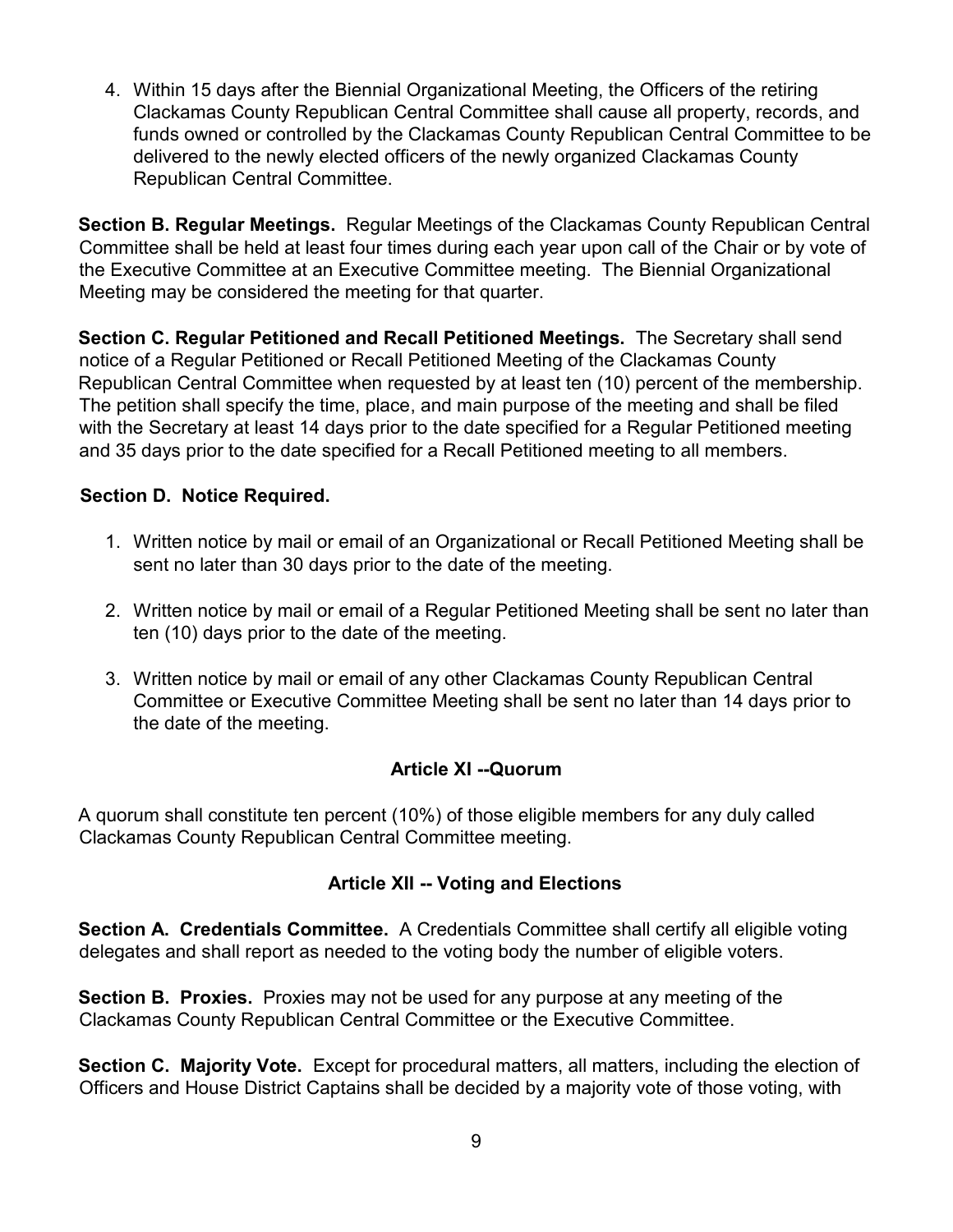4. Within 15 days after the Biennial Organizational Meeting, the Officers of the retiring Clackamas County Republican Central Committee shall cause all property, records, and funds owned or controlled by the Clackamas County Republican Central Committee to be delivered to the newly elected officers of the newly organized Clackamas County Republican Central Committee.

**Section B. Regular Meetings.** Regular Meetings of the Clackamas County Republican Central Committee shall be held at least four times during each year upon call of the Chair or by vote of the Executive Committee at an Executive Committee meeting. The Biennial Organizational Meeting may be considered the meeting for that quarter.

**Section C. Regular Petitioned and Recall Petitioned Meetings.** The Secretary shall send notice of a Regular Petitioned or Recall Petitioned Meeting of the Clackamas County Republican Central Committee when requested by at least ten (10) percent of the membership. The petition shall specify the time, place, and main purpose of the meeting and shall be filed with the Secretary at least 14 days prior to the date specified for a Regular Petitioned meeting and 35 days prior to the date specified for a Recall Petitioned meeting to all members.

**Section D. Notice Required.**

1. Written notice by mail or email of an Organizational or Recall Petitioned Meeting shall be sent no later than 30 days prior to the date of the meeting.

2. Written notice by mail or email of a Regular Petitioned Meeting shall be sent no later than ten (10) days prior to the date of the meeting.

3. Written notice by mail or email of any other Clackamas County Republican Central Committee or Executive Committee Meeting shall be sent no later than 14 days prior to the date of the meeting.

## Article XI --Quorum

A quorum shall constitute ten percent (10%) of those eligible members for any duly called Clackamas County Republican Central Committee meeting.

## Article XII -- Voting and Elections

**Section A. Credentials Committee.** A Credentials Committee shall certify all eligible voting delegates and shall report as needed to the voting body the number of eligible voters.

**Section B. Proxies.** Proxies may not be used for any purpose at any meeting of the Clackamas County Republican Central Committee or the Executive Committee.

**Section C. Majority Vote.** Except for procedural matters, all matters, including the election of Officers and House District Captains shall be decided by a majority vote of those voting, with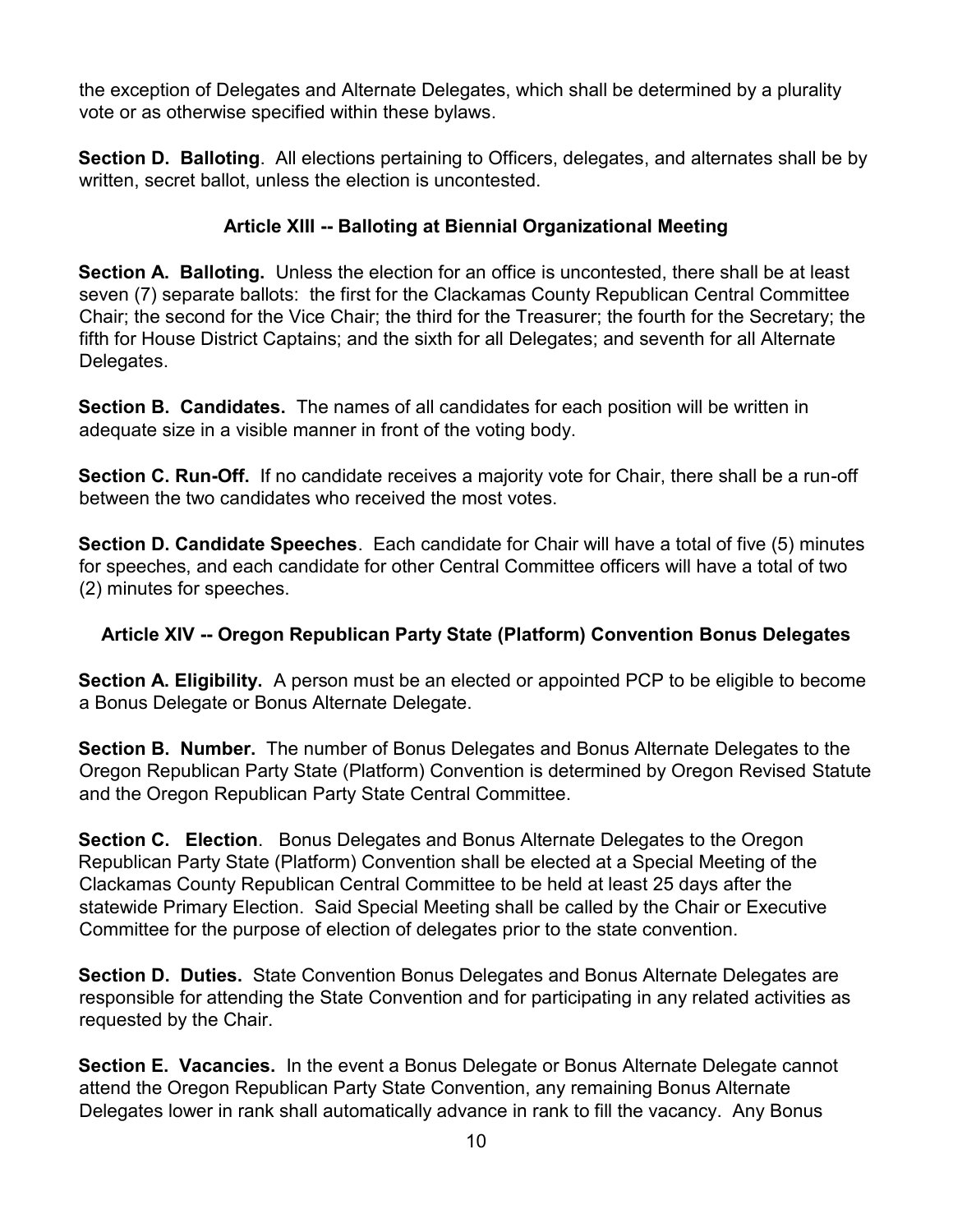the exception of Delegates and Alternate Delegates, which shall be determined by a plurality vote or as otherwise specified within these bylaws.

**Section D. Balloting**. All elections pertaining to Officers, delegates, and alternates shall be by written, secret ballot, unless the election is uncontested.

## Article XIII -- Balloting at Biennial Organizational Meeting

**Section A. Balloting.** Unless the election for an office is uncontested, there shall be at least seven (7) separate ballots: the first for the Clackamas County Republican Central Committee Chair; the second for the Vice Chair; the third for the Treasurer; the fourth for the Secretary; the fifth for House District Captains; and the sixth for all Delegates; and seventh for all Alternate Delegates.

**Section B. Candidates.** The names of all candidates for each position will be written in adequate size in a visible manner in front of the voting body.

**Section C. Run-Off.** If no candidate receives a majority vote for Chair, there shall be a run-off between the two candidates who received the most votes.

**Section D. Candidate Speeches**. Each candidate for Chair will have a total of five (5) minutes for speeches, and each candidate for other Central Committee officers will have a total of two (2) minutes for speeches.

## Article XIV -- Oregon Republican Party State (Platform) Convention Bonus Delegates

**Section A. Eligibility.** A person must be an elected or appointed PCP to be eligible to become a Bonus Delegate or Bonus Alternate Delegate.

**Section B. Number.** The number of Bonus Delegates and Bonus Alternate Delegates to the Oregon Republican Party State (Platform) Convention is determined by Oregon Revised Statute and the Oregon Republican Party State Central Committee.

**Section C. Election**. Bonus Delegates and Bonus Alternate Delegates to the Oregon Republican Party State (Platform) Convention shall be elected at a Special Meeting of the Clackamas County Republican Central Committee to be held at least 25 days after the statewide Primary Election. Said Special Meeting shall be called by the Chair or Executive Committee for the purpose of election of delegates prior to the state convention.

**Section D. Duties.** State Convention Bonus Delegates and Bonus Alternate Delegates are responsible for attending the State Convention and for participating in any related activities as requested by the Chair.

**Section E. Vacancies.** In the event a Bonus Delegate or Bonus Alternate Delegate cannot attend the Oregon Republican Party State Convention, any remaining Bonus Alternate Delegates lower in rank shall automatically advance in rank to fill the vacancy. Any Bonus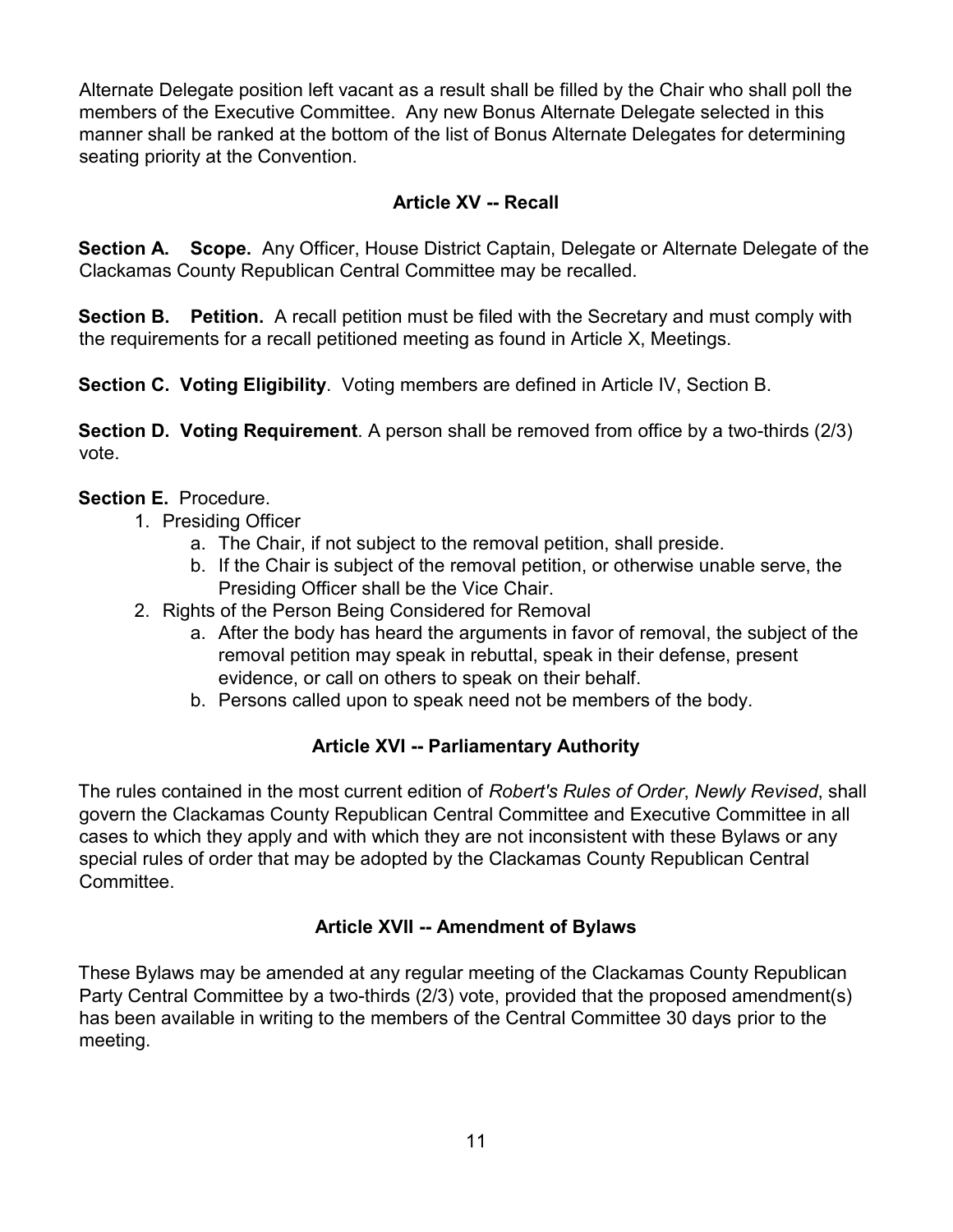Alternate Delegate position left vacant as a result shall be filled by the Chair who shall poll the members of the Executive Committee. Any new Bonus Alternate Delegate selected in this manner shall be ranked at the bottom of the list of Bonus Alternate Delegates for determining seating priority at the Convention.

## Article XV -- Recall

**Section A. Scope.** Any Officer, House District Captain, Delegate or Alternate Delegate of the Clackamas County Republican Central Committee may be recalled.

**Section B. Petition.** A recall petition must be filed with the Secretary and must comply with the requirements for a recall petitioned meeting as found in Article X, Meetings.

**Section C. Voting Eligibility**. Voting members are defined in Article IV, Section B.

**Section D. Voting Requirement**. A person shall be removed from office by a two-thirds (2/3) vote.

**Section E.** Procedure.

1. Presiding Officer
   a. The Chair, if not subject to the removal petition, shall preside.
   b. If the Chair is subject of the removal petition, or otherwise unable serve, the Presiding Officer shall be the Vice Chair.
2. Rights of the Person Being Considered for Removal
   a. After the body has heard the arguments in favor of removal, the subject of the removal petition may speak in rebuttal, speak in their defense, present evidence, or call on others to speak on their behalf.
   b. Persons called upon to speak need not be members of the body.

## Article XVI -- Parliamentary Authority

The rules contained in the most current edition of *Robert's Rules of Order*, *Newly Revised*, shall govern the Clackamas County Republican Central Committee and Executive Committee in all cases to which they apply and with which they are not inconsistent with these Bylaws or any special rules of order that may be adopted by the Clackamas County Republican Central Committee.

## Article XVII -- Amendment of Bylaws

These Bylaws may be amended at any regular meeting of the Clackamas County Republican Party Central Committee by a two-thirds (2/3) vote, provided that the proposed amendment(s) has been available in writing to the members of the Central Committee 30 days prior to the meeting.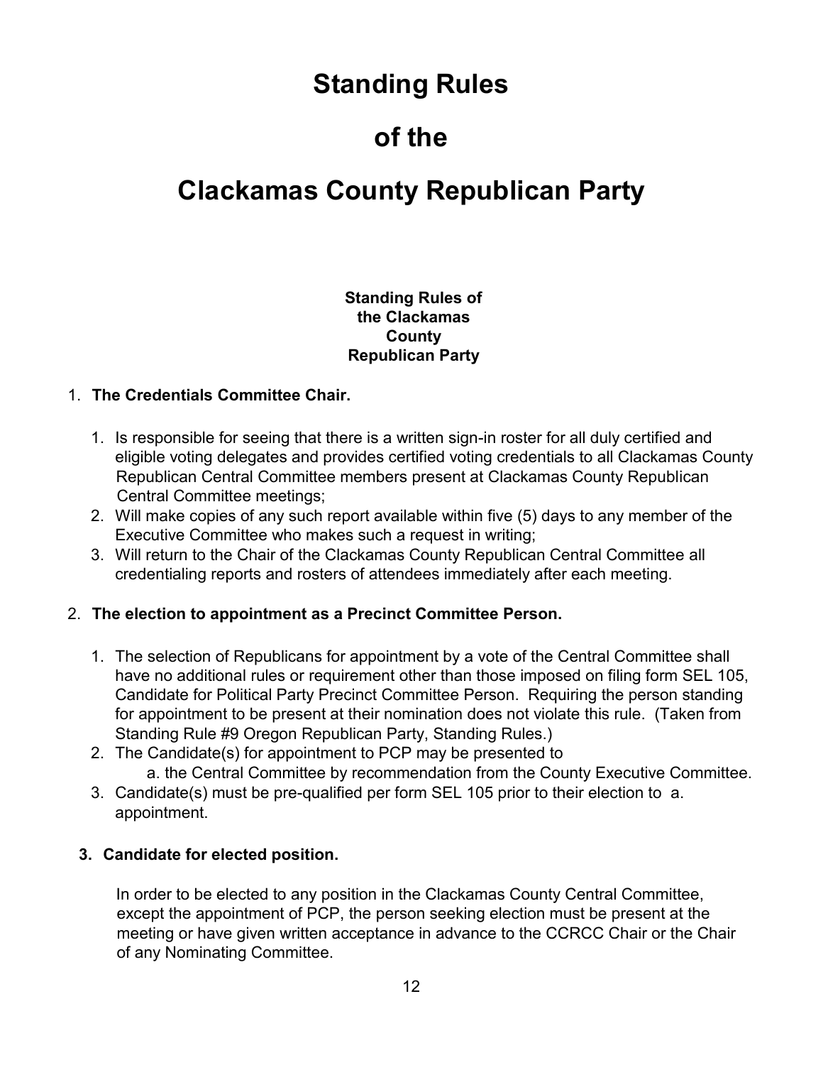# Standing Rules

# of the

# Clackamas County Republican Party

**Standing Rules of the Clackamas County Republican Party**

1. **The Credentials Committee Chair.**

    1. Is responsible for seeing that there is a written sign-in roster for all duly certified and eligible voting delegates and provides certified voting credentials to all Clackamas County Republican Central Committee members present at Clackamas County Republican Central Committee meetings;
    2. Will make copies of any such report available within five (5) days to any member of the Executive Committee who makes such a request in writing;
    3. Will return to the Chair of the Clackamas County Republican Central Committee all credentialing reports and rosters of attendees immediately after each meeting.

2. **The election to appointment as a Precinct Committee Person.**

    1. The selection of Republicans for appointment by a vote of the Central Committee shall have no additional rules or requirement other than those imposed on filing form SEL 105, Candidate for Political Party Precinct Committee Person. Requiring the person standing for appointment to be present at their nomination does not violate this rule. (Taken from Standing Rule #9 Oregon Republican Party, Standing Rules.)
    2. The Candidate(s) for appointment to PCP may be presented to
        a. the Central Committee by recommendation from the County Executive Committee.
    3. Candidate(s) must be pre-qualified per form SEL 105 prior to their election to a. appointment.

3. **Candidate for elected position.**

    In order to be elected to any position in the Clackamas County Central Committee, except the appointment of PCP, the person seeking election must be present at the meeting or have given written acceptance in advance to the CCRCC Chair or the Chair of any Nominating Committee.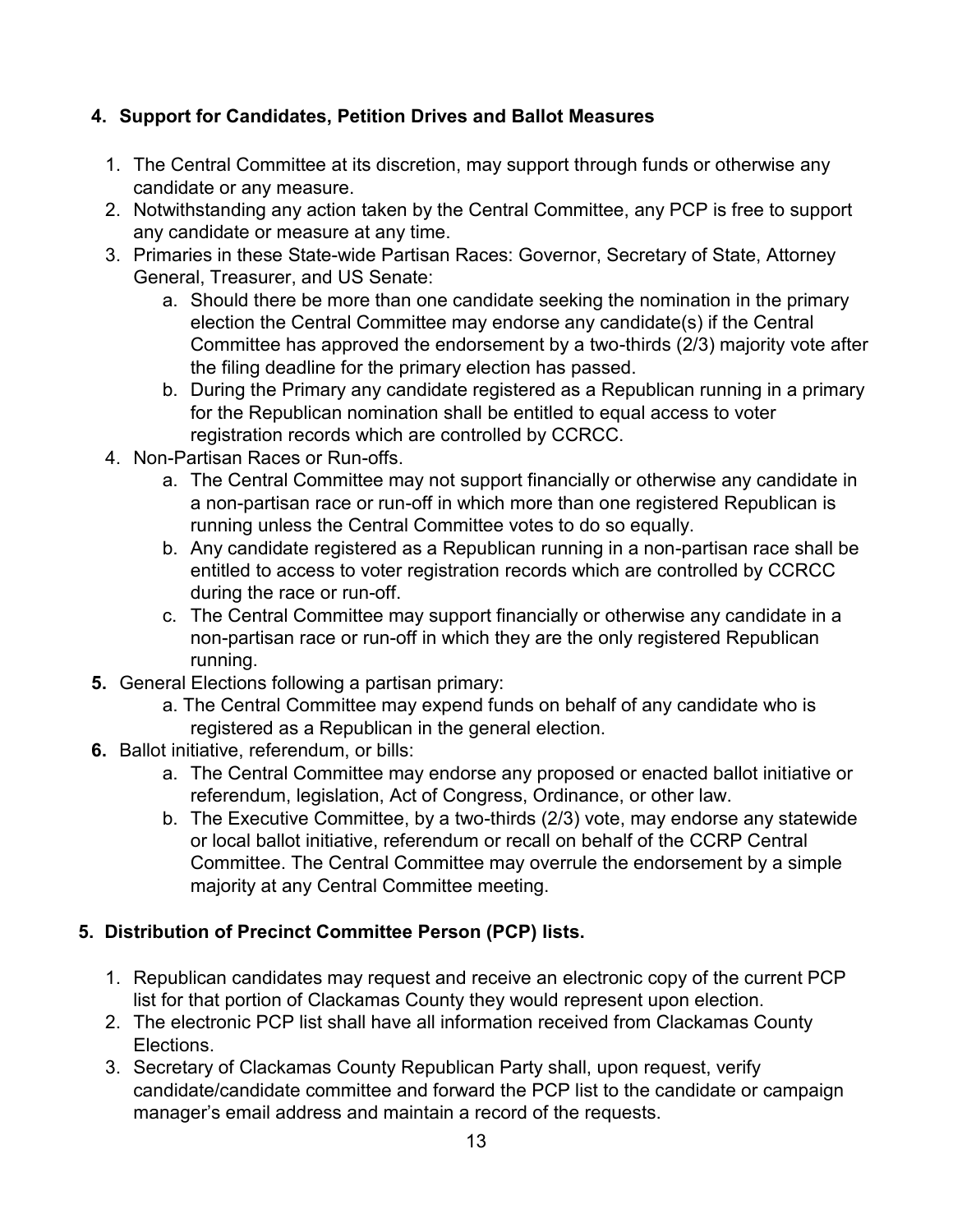## 4. Support for Candidates, Petition Drives and Ballot Measures

1. The Central Committee at its discretion, may support through funds or otherwise any candidate or any measure.
2. Notwithstanding any action taken by the Central Committee, any PCP is free to support any candidate or measure at any time.
3. Primaries in these State-wide Partisan Races: Governor, Secretary of State, Attorney General, Treasurer, and US Senate:
   a. Should there be more than one candidate seeking the nomination in the primary election the Central Committee may endorse any candidate(s) if the Central Committee has approved the endorsement by a two-thirds (2/3) majority vote after the filing deadline for the primary election has passed.
   b. During the Primary any candidate registered as a Republican running in a primary for the Republican nomination shall be entitled to equal access to voter registration records which are controlled by CCRCC.
4. Non-Partisan Races or Run-offs.
   a. The Central Committee may not support financially or otherwise any candidate in a non-partisan race or run-off in which more than one registered Republican is running unless the Central Committee votes to do so equally.
   b. Any candidate registered as a Republican running in a non-partisan race shall be entitled to access to voter registration records which are controlled by CCRCC during the race or run-off.
   c. The Central Committee may support financially or otherwise any candidate in a non-partisan race or run-off in which they are the only registered Republican running.
5. General Elections following a partisan primary:
   a. The Central Committee may expend funds on behalf of any candidate who is registered as a Republican in the general election.
6. Ballot initiative, referendum, or bills:
   a. The Central Committee may endorse any proposed or enacted ballot initiative or referendum, legislation, Act of Congress, Ordinance, or other law.
   b. The Executive Committee, by a two-thirds (2/3) vote, may endorse any statewide or local ballot initiative, referendum or recall on behalf of the CCRP Central Committee. The Central Committee may overrule the endorsement by a simple majority at any Central Committee meeting.

## 5. Distribution of Precinct Committee Person (PCP) lists.

1. Republican candidates may request and receive an electronic copy of the current PCP list for that portion of Clackamas County they would represent upon election.
2. The electronic PCP list shall have all information received from Clackamas County Elections.
3. Secretary of Clackamas County Republican Party shall, upon request, verify candidate/candidate committee and forward the PCP list to the candidate or campaign manager's email address and maintain a record of the requests.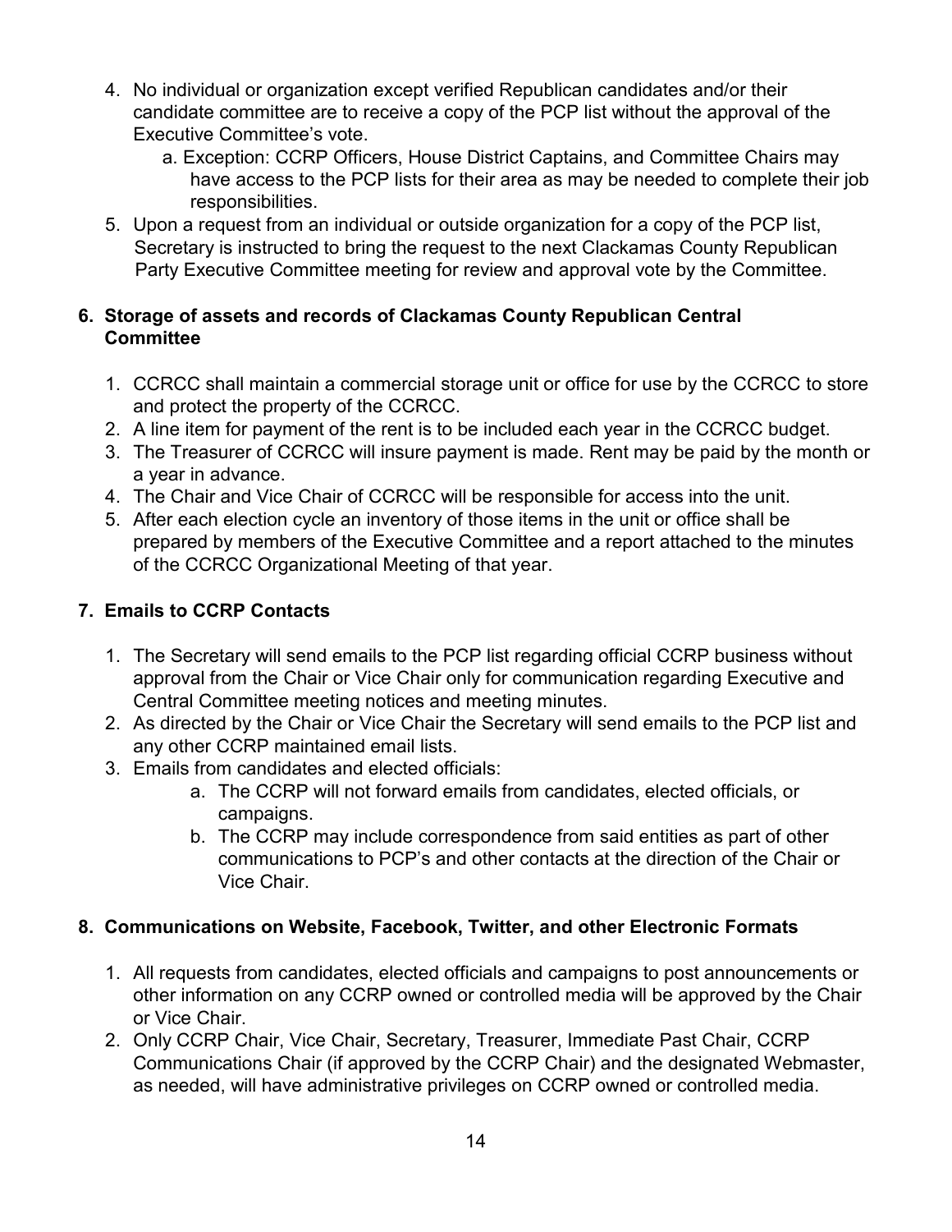4. No individual or organization except verified Republican candidates and/or their candidate committee are to receive a copy of the PCP list without the approval of the Executive Committee's vote.
    a. Exception: CCRP Officers, House District Captains, and Committee Chairs may have access to the PCP lists for their area as may be needed to complete their job responsibilities.
5. Upon a request from an individual or outside organization for a copy of the PCP list, Secretary is instructed to bring the request to the next Clackamas County Republican Party Executive Committee meeting for review and approval vote by the Committee.

## 6. Storage of assets and records of Clackamas County Republican Central Committee

1. CCRCC shall maintain a commercial storage unit or office for use by the CCRCC to store and protect the property of the CCRCC.
2. A line item for payment of the rent is to be included each year in the CCRCC budget.
3. The Treasurer of CCRCC will insure payment is made. Rent may be paid by the month or a year in advance.
4. The Chair and Vice Chair of CCRCC will be responsible for access into the unit.
5. After each election cycle an inventory of those items in the unit or office shall be prepared by members of the Executive Committee and a report attached to the minutes of the CCRCC Organizational Meeting of that year.

## 7. Emails to CCRP Contacts

1. The Secretary will send emails to the PCP list regarding official CCRP business without approval from the Chair or Vice Chair only for communication regarding Executive and Central Committee meeting notices and meeting minutes.
2. As directed by the Chair or Vice Chair the Secretary will send emails to the PCP list and any other CCRP maintained email lists.
3. Emails from candidates and elected officials:
    a. The CCRP will not forward emails from candidates, elected officials, or campaigns.
    b. The CCRP may include correspondence from said entities as part of other communications to PCP's and other contacts at the direction of the Chair or Vice Chair.

## 8. Communications on Website, Facebook, Twitter, and other Electronic Formats

1. All requests from candidates, elected officials and campaigns to post announcements or other information on any CCRP owned or controlled media will be approved by the Chair or Vice Chair.
2. Only CCRP Chair, Vice Chair, Secretary, Treasurer, Immediate Past Chair, CCRP Communications Chair (if approved by the CCRP Chair) and the designated Webmaster, as needed, will have administrative privileges on CCRP owned or controlled media.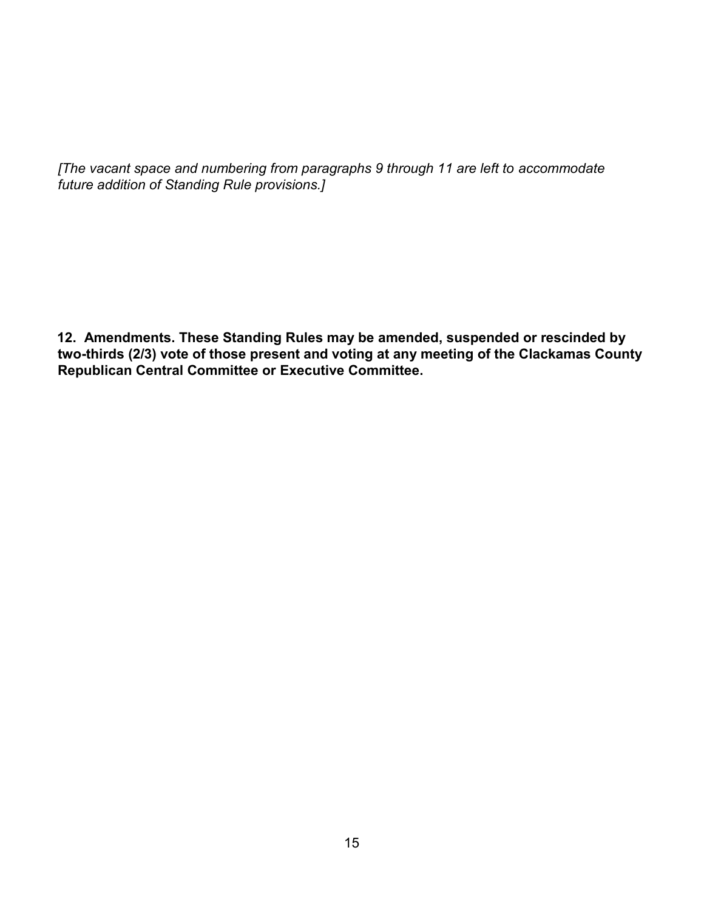*[The vacant space and numbering from paragraphs 9 through 11 are left to accommodate future addition of Standing Rule provisions.]*

**12. Amendments. These Standing Rules may be amended, suspended or rescinded by two-thirds (2/3) vote of those present and voting at any meeting of the Clackamas County Republican Central Committee or Executive Committee.**